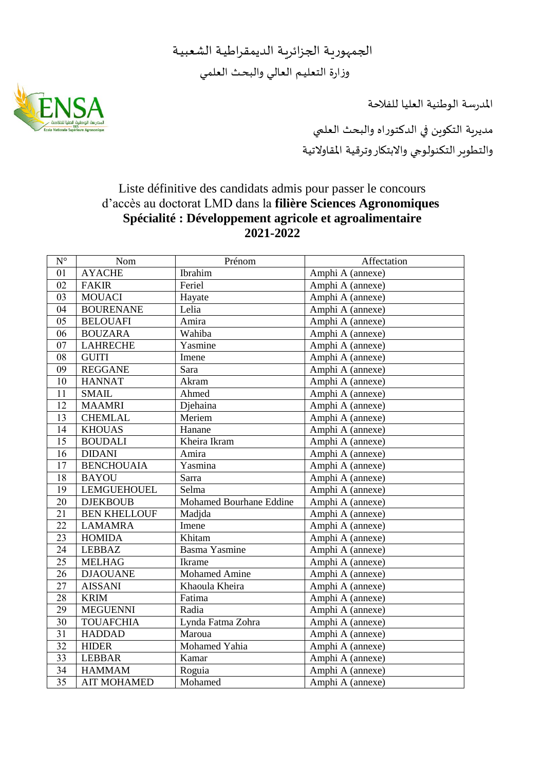الجمهورية الجزائرية الديمقراطية الشعبية

وزارة التعليم العالي والبحث العلمي

المدرسة الوطنية العليا للفلاحة

مديرية التكوين في الدكتوراه والبحث العلمي

والتطوير التكنولوجي والابتكار وترقية المقاولاتية

Liste définitive des candidats admis pour passer le concours d'accès au doctorat LMD dans la **filière Sciences Agronomiques**

**Spécialité : Développement agricole et agroalimentaire**

**2021-2022**

| N° | Nom | Prénom | Affectation |
|---|---|---|---|
| 01 | AYACHE | Ibrahim | Amphi A (annexe) |
| 02 | FAKIR | Feriel | Amphi A (annexe) |
| 03 | MOUACI | Hayate | Amphi A (annexe) |
| 04 | BOURENANE | Lelia | Amphi A (annexe) |
| 05 | BELOUAFI | Amira | Amphi A (annexe) |
| 06 | BOUZARA | Wahiba | Amphi A (annexe) |
| 07 | LAHRECHE | Yasmine | Amphi A (annexe) |
| 08 | GUITI | Imene | Amphi A (annexe) |
| 09 | REGGANE | Sara | Amphi A (annexe) |
| 10 | HANNAT | Akram | Amphi A (annexe) |
| 11 | SMAIL | Ahmed | Amphi A (annexe) |
| 12 | MAAMRI | Djehaina | Amphi A (annexe) |
| 13 | CHEMLAL | Meriem | Amphi A (annexe) |
| 14 | KHOUAS | Hanane | Amphi A (annexe) |
| 15 | BOUDALI | Kheira Ikram | Amphi A (annexe) |
| 16 | DIDANI | Amira | Amphi A (annexe) |
| 17 | BENCHOUAIA | Yasmina | Amphi A (annexe) |
| 18 | BAYOU | Sarra | Amphi A (annexe) |
| 19 | LEMGUEHOUEL | Selma | Amphi A (annexe) |
| 20 | DJEKBOUB | Mohamed Bourhane Eddine | Amphi A (annexe) |
| 21 | BEN KHELLOUF | Madjda | Amphi A (annexe) |
| 22 | LAMAMRA | Imene | Amphi A (annexe) |
| 23 | HOMIDA | Khitam | Amphi A (annexe) |
| 24 | LEBBAZ | Basma Yasmine | Amphi A (annexe) |
| 25 | MELHAG | Ikrame | Amphi A (annexe) |
| 26 | DJAOUANE | Mohamed Amine | Amphi A (annexe) |
| 27 | AISSANI | Khaoula Kheira | Amphi A (annexe) |
| 28 | KRIM | Fatima | Amphi A (annexe) |
| 29 | MEGUENNI | Radia | Amphi A (annexe) |
| 30 | TOUAFCHIA | Lynda Fatma Zohra | Amphi A (annexe) |
| 31 | HADDAD | Maroua | Amphi A (annexe) |
| 32 | HIDER | Mohamed Yahia | Amphi A (annexe) |
| 33 | LEBBAR | Kamar | Amphi A (annexe) |
| 34 | HAMMAM | Roguia | Amphi A (annexe) |
| 35 | AIT MOHAMED | Mohamed | Amphi A (annexe) |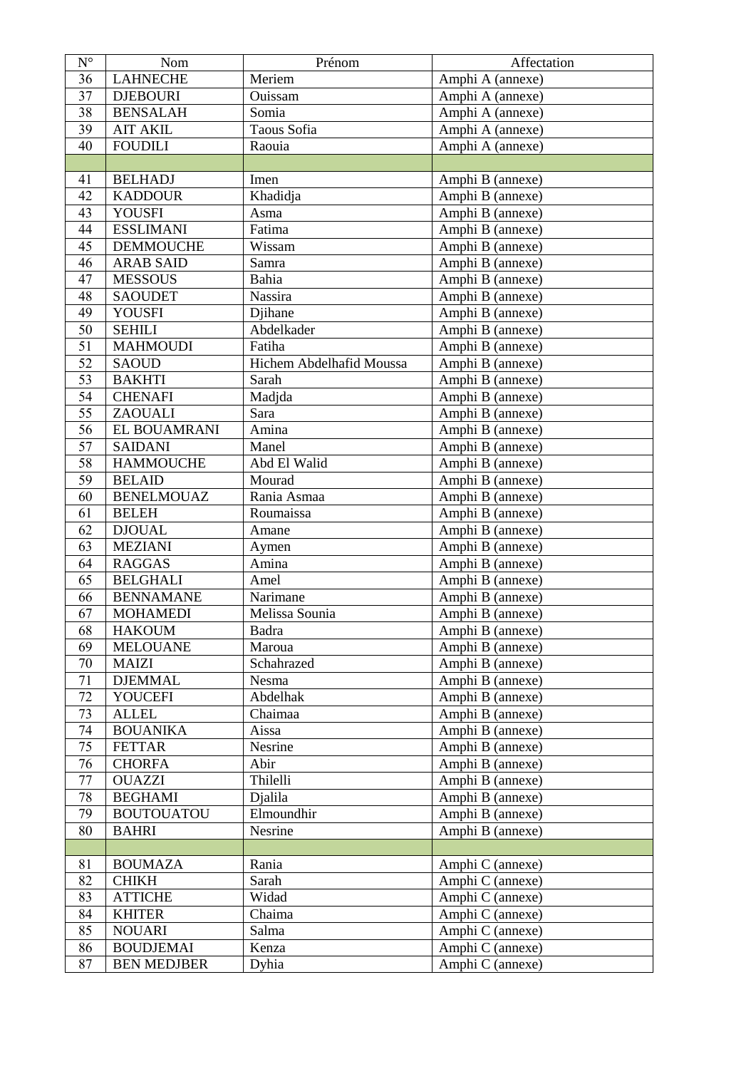| N° | Nom | Prénom | Affectation |
|---|---|---|---|
| 36 | LAHNECHE | Meriem | Amphi A (annexe) |
| 37 | DJEBOURI | Ouissam | Amphi A (annexe) |
| 38 | BENSALAH | Somia | Amphi A (annexe) |
| 39 | AIT AKIL | Taous Sofia | Amphi A (annexe) |
| 40 | FOUDILI | Raouia | Amphi A (annexe) |
| | | | |
| 41 | BELHADJ | Imen | Amphi B (annexe) |
| 42 | KADDOUR | Khadidja | Amphi B (annexe) |
| 43 | YOUSFI | Asma | Amphi B (annexe) |
| 44 | ESSLIMANI | Fatima | Amphi B (annexe) |
| 45 | DEMMOUCHE | Wissam | Amphi B (annexe) |
| 46 | ARAB SAID | Samra | Amphi B (annexe) |
| 47 | MESSOUS | Bahia | Amphi B (annexe) |
| 48 | SAOUDET | Nassira | Amphi B (annexe) |
| 49 | YOUSFI | Djihane | Amphi B (annexe) |
| 50 | SEHILI | Abdelkader | Amphi B (annexe) |
| 51 | MAHMOUDI | Fatiha | Amphi B (annexe) |
| 52 | SAOUD | Hichem Abdelhafid Moussa | Amphi B (annexe) |
| 53 | BAKHTI | Sarah | Amphi B (annexe) |
| 54 | CHENAFI | Madjda | Amphi B (annexe) |
| 55 | ZAOUALI | Sara | Amphi B (annexe) |
| 56 | EL BOUAMRANI | Amina | Amphi B (annexe) |
| 57 | SAIDANI | Manel | Amphi B (annexe) |
| 58 | HAMMOUCHE | Abd El Walid | Amphi B (annexe) |
| 59 | BELAID | Mourad | Amphi B (annexe) |
| 60 | BENELMOUAZ | Rania Asmaa | Amphi B (annexe) |
| 61 | BELEH | Roumaissa | Amphi B (annexe) |
| 62 | DJOUAL | Amane | Amphi B (annexe) |
| 63 | MEZIANI | Aymen | Amphi B (annexe) |
| 64 | RAGGAS | Amina | Amphi B (annexe) |
| 65 | BELGHALI | Amel | Amphi B (annexe) |
| 66 | BENNAMANE | Narimane | Amphi B (annexe) |
| 67 | MOHAMEDI | Melissa Sounia | Amphi B (annexe) |
| 68 | HAKOUM | Badra | Amphi B (annexe) |
| 69 | MELOUANE | Maroua | Amphi B (annexe) |
| 70 | MAIZI | Schahrazed | Amphi B (annexe) |
| 71 | DJEMMAL | Nesma | Amphi B (annexe) |
| 72 | YOUCEFI | Abdelhak | Amphi B (annexe) |
| 73 | ALLEL | Chaimaa | Amphi B (annexe) |
| 74 | BOUANIKA | Aissa | Amphi B (annexe) |
| 75 | FETTAR | Nesrine | Amphi B (annexe) |
| 76 | CHORFA | Abir | Amphi B (annexe) |
| 77 | OUAZZI | Thilelli | Amphi B (annexe) |
| 78 | BEGHAMI | Djalila | Amphi B (annexe) |
| 79 | BOUTOUATOU | Elmoundhir | Amphi B (annexe) |
| 80 | BAHRI | Nesrine | Amphi B (annexe) |
| | | | |
| 81 | BOUMAZA | Rania | Amphi C (annexe) |
| 82 | CHIKH | Sarah | Amphi C (annexe) |
| 83 | ATTICHE | Widad | Amphi C (annexe) |
| 84 | KHITER | Chaima | Amphi C (annexe) |
| 85 | NOUARI | Salma | Amphi C (annexe) |
| 86 | BOUDJEMAI | Kenza | Amphi C (annexe) |
| 87 | BEN MEDJBER | Dyhia | Amphi C (annexe) |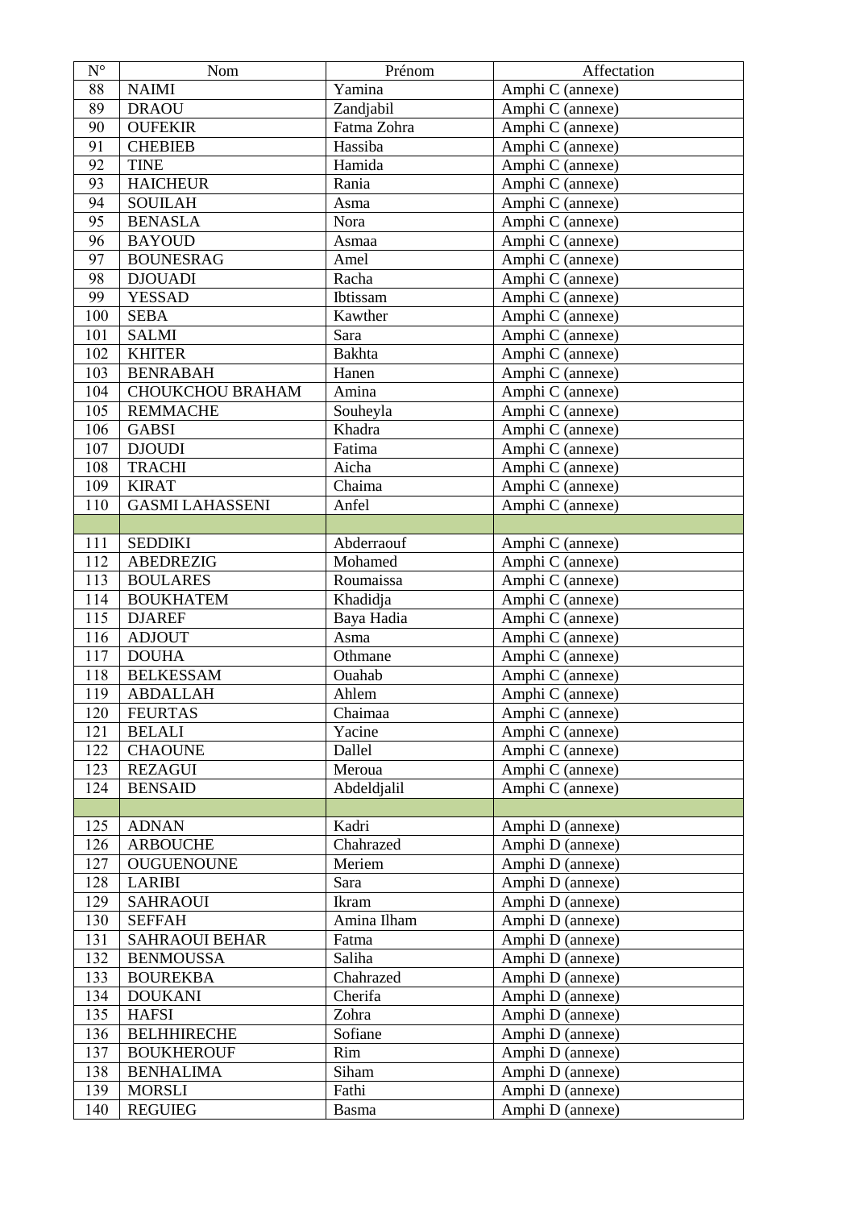| N° | Nom | Prénom | Affectation |
|---|---|---|---|
| 88 | NAIMI | Yamina | Amphi C (annexe) |
| 89 | DRAOU | Zandjabil | Amphi C (annexe) |
| 90 | OUFEKIR | Fatma Zohra | Amphi C (annexe) |
| 91 | CHEBIEB | Hassiba | Amphi C (annexe) |
| 92 | TINE | Hamida | Amphi C (annexe) |
| 93 | HAICHEUR | Rania | Amphi C (annexe) |
| 94 | SOUILAH | Asma | Amphi C (annexe) |
| 95 | BENASLA | Nora | Amphi C (annexe) |
| 96 | BAYOUD | Asmaa | Amphi C (annexe) |
| 97 | BOUNESRAG | Amel | Amphi C (annexe) |
| 98 | DJOUADI | Racha | Amphi C (annexe) |
| 99 | YESSAD | Ibtissam | Amphi C (annexe) |
| 100 | SEBA | Kawther | Amphi C (annexe) |
| 101 | SALMI | Sara | Amphi C (annexe) |
| 102 | KHITER | Bakhta | Amphi C (annexe) |
| 103 | BENRABAH | Hanen | Amphi C (annexe) |
| 104 | CHOUKCHOU BRAHAM | Amina | Amphi C (annexe) |
| 105 | REMMACHE | Souheyla | Amphi C (annexe) |
| 106 | GABSI | Khadra | Amphi C (annexe) |
| 107 | DJOUDI | Fatima | Amphi C (annexe) |
| 108 | TRACHI | Aicha | Amphi C (annexe) |
| 109 | KIRAT | Chaima | Amphi C (annexe) |
| 110 | GASMI LAHASSENI | Anfel | Amphi C (annexe) |
| | | | |
| 111 | SEDDIKI | Abderraouf | Amphi C (annexe) |
| 112 | ABEDREZIG | Mohamed | Amphi C (annexe) |
| 113 | BOULARES | Roumaissa | Amphi C (annexe) |
| 114 | BOUKHATEM | Khadidja | Amphi C (annexe) |
| 115 | DJAREF | Baya Hadia | Amphi C (annexe) |
| 116 | ADJOUT | Asma | Amphi C (annexe) |
| 117 | DOUHA | Othmane | Amphi C (annexe) |
| 118 | BELKESSAM | Ouahab | Amphi C (annexe) |
| 119 | ABDALLAH | Ahlem | Amphi C (annexe) |
| 120 | FEURTAS | Chaimaa | Amphi C (annexe) |
| 121 | BELALI | Yacine | Amphi C (annexe) |
| 122 | CHAOUNE | Dallel | Amphi C (annexe) |
| 123 | REZAGUI | Meroua | Amphi C (annexe) |
| 124 | BENSAID | Abdeldjalil | Amphi C (annexe) |
| | | | |
| 125 | ADNAN | Kadri | Amphi D (annexe) |
| 126 | ARBOUCHE | Chahrazed | Amphi D (annexe) |
| 127 | OUGUENOUNE | Meriem | Amphi D (annexe) |
| 128 | LARIBI | Sara | Amphi D (annexe) |
| 129 | SAHRAOUI | Ikram | Amphi D (annexe) |
| 130 | SEFFAH | Amina Ilham | Amphi D (annexe) |
| 131 | SAHRAOUI BEHAR | Fatma | Amphi D (annexe) |
| 132 | BENMOUSSA | Saliha | Amphi D (annexe) |
| 133 | BOUREKBA | Chahrazed | Amphi D (annexe) |
| 134 | DOUKANI | Cherifa | Amphi D (annexe) |
| 135 | HAFSI | Zohra | Amphi D (annexe) |
| 136 | BELHHIRECHE | Sofiane | Amphi D (annexe) |
| 137 | BOUKHEROUF | Rim | Amphi D (annexe) |
| 138 | BENHALIMA | Siham | Amphi D (annexe) |
| 139 | MORSLI | Fathi | Amphi D (annexe) |
| 140 | REGUIEG | Basma | Amphi D (annexe) |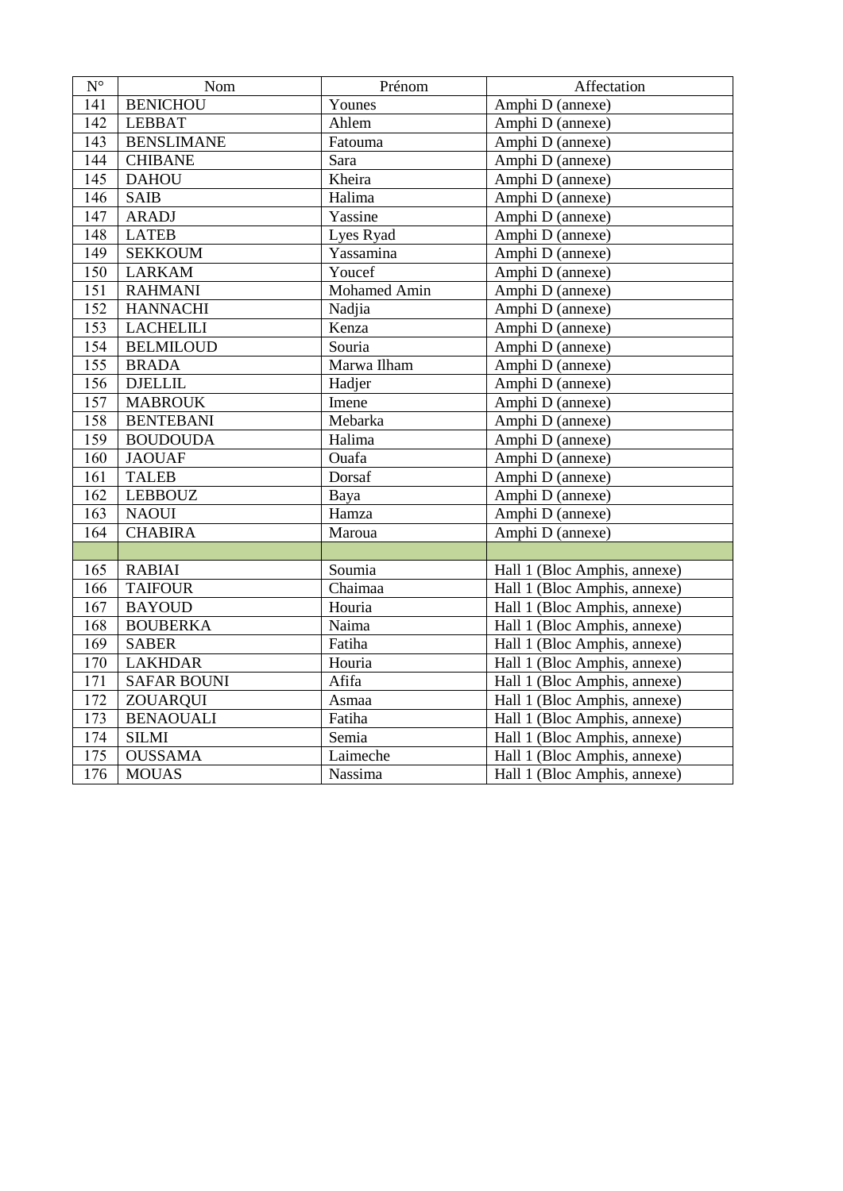| N° | Nom | Prénom | Affectation |
|---|---|---|---|
| 141 | BENICHOU | Younes | Amphi D (annexe) |
| 142 | LEBBAT | Ahlem | Amphi D (annexe) |
| 143 | BENSLIMANE | Fatouma | Amphi D (annexe) |
| 144 | CHIBANE | Sara | Amphi D (annexe) |
| 145 | DAHOU | Kheira | Amphi D (annexe) |
| 146 | SAIB | Halima | Amphi D (annexe) |
| 147 | ARADJ | Yassine | Amphi D (annexe) |
| 148 | LATEB | Lyes Ryad | Amphi D (annexe) |
| 149 | SEKKOUM | Yassamina | Amphi D (annexe) |
| 150 | LARKAM | Youcef | Amphi D (annexe) |
| 151 | RAHMANI | Mohamed Amin | Amphi D (annexe) |
| 152 | HANNACHI | Nadjia | Amphi D (annexe) |
| 153 | LACHELILI | Kenza | Amphi D (annexe) |
| 154 | BELMILOUD | Souria | Amphi D (annexe) |
| 155 | BRADA | Marwa Ilham | Amphi D (annexe) |
| 156 | DJELLIL | Hadjer | Amphi D (annexe) |
| 157 | MABROUK | Imene | Amphi D (annexe) |
| 158 | BENTEBANI | Mebarka | Amphi D (annexe) |
| 159 | BOUDOUDA | Halima | Amphi D (annexe) |
| 160 | JAOUAF | Ouafa | Amphi D (annexe) |
| 161 | TALEB | Dorsaf | Amphi D (annexe) |
| 162 | LEBBOUZ | Baya | Amphi D (annexe) |
| 163 | NAOUI | Hamza | Amphi D (annexe) |
| 164 | CHABIRA | Maroua | Amphi D (annexe) |
| | | | |
| 165 | RABIAI | Soumia | Hall 1 (Bloc Amphis, annexe) |
| 166 | TAIFOUR | Chaimaa | Hall 1 (Bloc Amphis, annexe) |
| 167 | BAYOUD | Houria | Hall 1 (Bloc Amphis, annexe) |
| 168 | BOUBERKA | Naima | Hall 1 (Bloc Amphis, annexe) |
| 169 | SABER | Fatiha | Hall 1 (Bloc Amphis, annexe) |
| 170 | LAKHDAR | Houria | Hall 1 (Bloc Amphis, annexe) |
| 171 | SAFAR BOUNI | Afifa | Hall 1 (Bloc Amphis, annexe) |
| 172 | ZOUARQUI | Asmaa | Hall 1 (Bloc Amphis, annexe) |
| 173 | BENAOUALI | Fatiha | Hall 1 (Bloc Amphis, annexe) |
| 174 | SILMI | Semia | Hall 1 (Bloc Amphis, annexe) |
| 175 | OUSSAMA | Laimeche | Hall 1 (Bloc Amphis, annexe) |
| 176 | MOUAS | Nassima | Hall 1 (Bloc Amphis, annexe) |